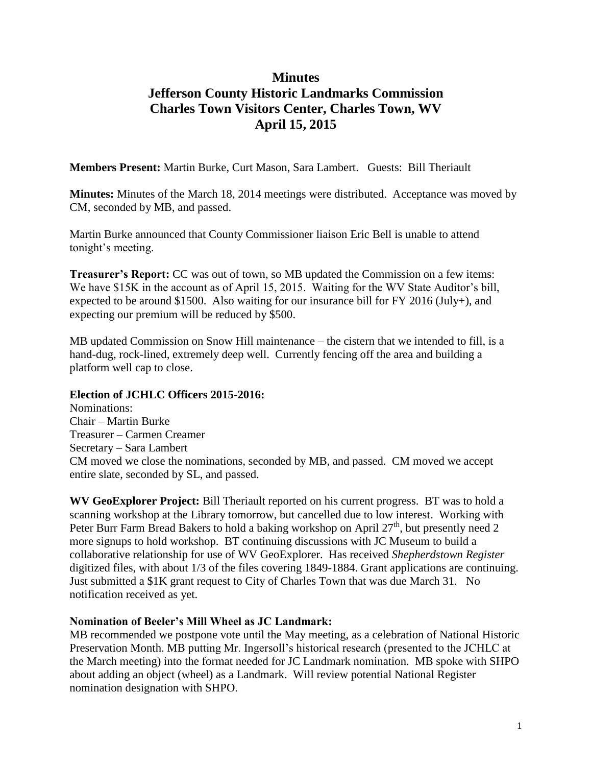# Minutes
# Jefferson County Historic Landmarks Commission
# Charles Town Visitors Center, Charles Town, WV
# April 15, 2015

**Members Present:** Martin Burke, Curt Mason, Sara Lambert. Guests: Bill Theriault

**Minutes:** Minutes of the March 18, 2014 meetings were distributed. Acceptance was moved by CM, seconded by MB, and passed.

Martin Burke announced that County Commissioner liaison Eric Bell is unable to attend tonight's meeting.

**Treasurer's Report:** CC was out of town, so MB updated the Commission on a few items: We have $15K in the account as of April 15, 2015. Waiting for the WV State Auditor's bill, expected to be around $1500. Also waiting for our insurance bill for FY 2016 (July+), and expecting our premium will be reduced by $500.

MB updated Commission on Snow Hill maintenance – the cistern that we intended to fill, is a hand-dug, rock-lined, extremely deep well. Currently fencing off the area and building a platform well cap to close.

**Election of JCHLC Officers 2015-2016:**

Nominations:
Chair – Martin Burke
Treasurer – Carmen Creamer
Secretary – Sara Lambert
CM moved we close the nominations, seconded by MB, and passed. CM moved we accept entire slate, seconded by SL, and passed.

**WV GeoExplorer Project:** Bill Theriault reported on his current progress. BT was to hold a scanning workshop at the Library tomorrow, but cancelled due to low interest. Working with Peter Burr Farm Bread Bakers to hold a baking workshop on April 27th, but presently need 2 more signups to hold workshop. BT continuing discussions with JC Museum to build a collaborative relationship for use of WV GeoExplorer. Has received *Shepherdstown Register* digitized files, with about 1/3 of the files covering 1849-1884. Grant applications are continuing. Just submitted a $1K grant request to City of Charles Town that was due March 31. No notification received as yet.

**Nomination of Beeler's Mill Wheel as JC Landmark:**

MB recommended we postpone vote until the May meeting, as a celebration of National Historic Preservation Month. MB putting Mr. Ingersoll's historical research (presented to the JCHLC at the March meeting) into the format needed for JC Landmark nomination. MB spoke with SHPO about adding an object (wheel) as a Landmark. Will review potential National Register nomination designation with SHPO.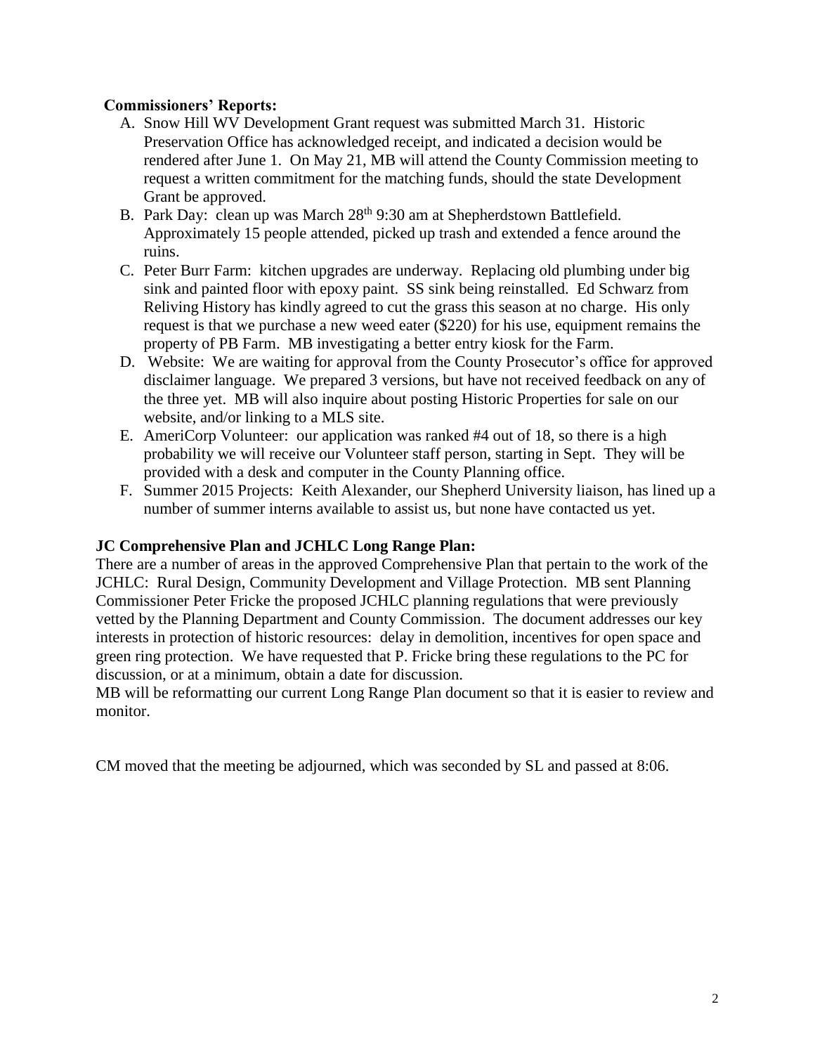**Commissioners' Reports:**

A. Snow Hill WV Development Grant request was submitted March 31. Historic Preservation Office has acknowledged receipt, and indicated a decision would be rendered after June 1. On May 21, MB will attend the County Commission meeting to request a written commitment for the matching funds, should the state Development Grant be approved.
B. Park Day: clean up was March 28th 9:30 am at Shepherdstown Battlefield. Approximately 15 people attended, picked up trash and extended a fence around the ruins.
C. Peter Burr Farm: kitchen upgrades are underway. Replacing old plumbing under big sink and painted floor with epoxy paint. SS sink being reinstalled. Ed Schwarz from Reliving History has kindly agreed to cut the grass this season at no charge. His only request is that we purchase a new weed eater ($220) for his use, equipment remains the property of PB Farm. MB investigating a better entry kiosk for the Farm.
D. Website: We are waiting for approval from the County Prosecutor's office for approved disclaimer language. We prepared 3 versions, but have not received feedback on any of the three yet. MB will also inquire about posting Historic Properties for sale on our website, and/or linking to a MLS site.
E. AmeriCorp Volunteer: our application was ranked #4 out of 18, so there is a high probability we will receive our Volunteer staff person, starting in Sept. They will be provided with a desk and computer in the County Planning office.
F. Summer 2015 Projects: Keith Alexander, our Shepherd University liaison, has lined up a number of summer interns available to assist us, but none have contacted us yet.

**JC Comprehensive Plan and JCHLC Long Range Plan:**

There are a number of areas in the approved Comprehensive Plan that pertain to the work of the JCHLC: Rural Design, Community Development and Village Protection. MB sent Planning Commissioner Peter Fricke the proposed JCHLC planning regulations that were previously vetted by the Planning Department and County Commission. The document addresses our key interests in protection of historic resources: delay in demolition, incentives for open space and green ring protection. We have requested that P. Fricke bring these regulations to the PC for discussion, or at a minimum, obtain a date for discussion.

MB will be reformatting our current Long Range Plan document so that it is easier to review and monitor.

CM moved that the meeting be adjourned, which was seconded by SL and passed at 8:06.